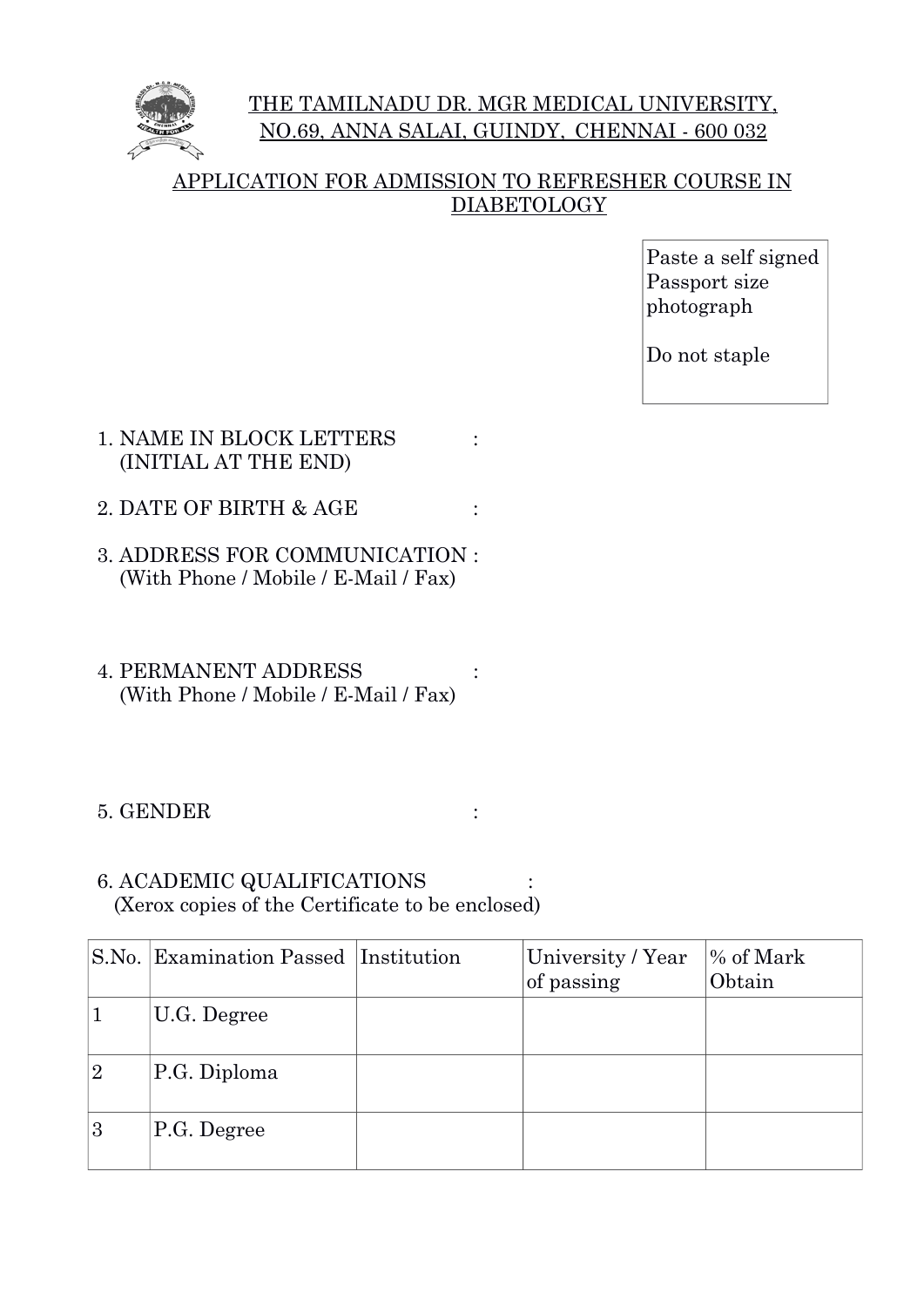# THE TAMILNADU DR. MGR MEDICAL UNIVERSITY, NO.69, ANNA SALAI, GUINDY, CHENNAI - 600 032

## APPLICATION FOR ADMISSION TO REFRESHER COURSE IN DIABETOLOGY

Paste a self signed Passport size photograph

Do not staple

1. NAME IN BLOCK LETTERS (INITIAL AT THE END) :

2. DATE OF BIRTH & AGE :

3. ADDRESS FOR COMMUNICATION : (With Phone / Mobile / E-Mail / Fax)

4. PERMANENT ADDRESS : (With Phone / Mobile / E-Mail / Fax)

5. GENDER :

6. ACADEMIC QUALIFICATIONS : (Xerox copies of the Certificate to be enclosed)

| S.No. | Examination Passed | Institution | University / Year of passing | % of Mark Obtain |
|---|---|---|---|---|
| 1 | U.G. Degree | | | |
| 2 | P.G. Diploma | | | |
| 3 | P.G. Degree | | | |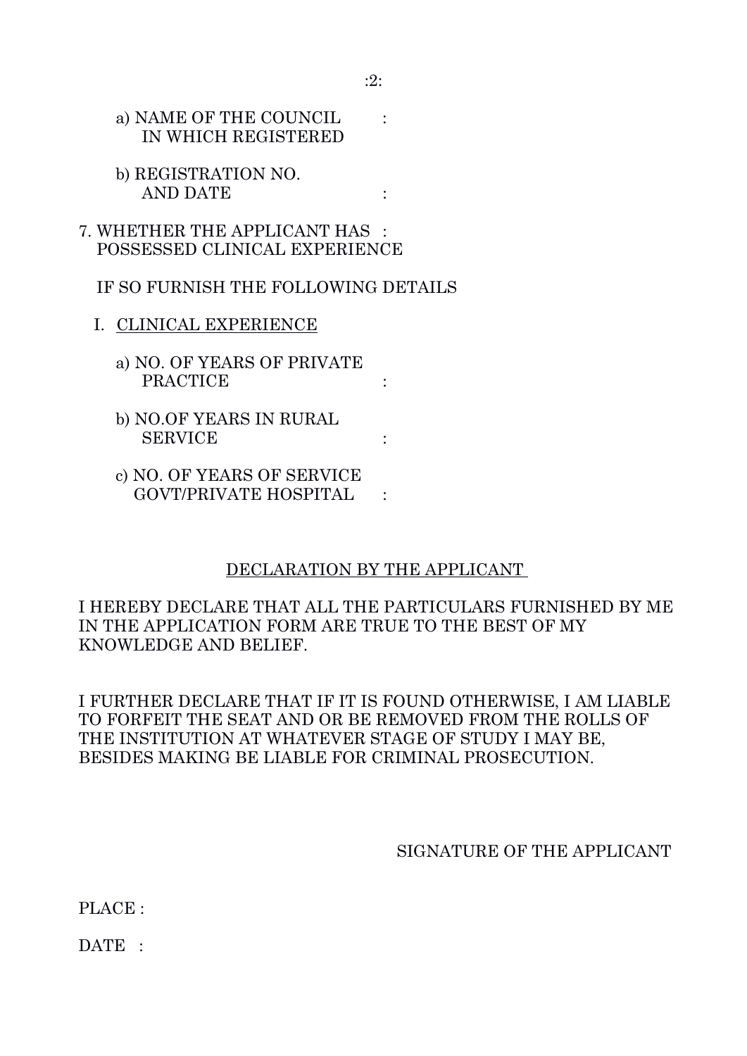a) NAME OF THE COUNCIL IN WHICH REGISTERED :

b) REGISTRATION NO. AND DATE :

7. WHETHER THE APPLICANT HAS POSSESSED CLINICAL EXPERIENCE :

IF SO FURNISH THE FOLLOWING DETAILS

I. <u>CLINICAL EXPERIENCE</u>

a) NO. OF YEARS OF PRIVATE PRACTICE :

b) NO.OF YEARS IN RURAL SERVICE :

c) NO. OF YEARS OF SERVICE GOVT/PRIVATE HOSPITAL :

<u>DECLARATION BY THE APPLICANT</u>

I HEREBY DECLARE THAT ALL THE PARTICULARS FURNISHED BY ME IN THE APPLICATION FORM ARE TRUE TO THE BEST OF MY KNOWLEDGE AND BELIEF.

I FURTHER DECLARE THAT IF IT IS FOUND OTHERWISE, I AM LIABLE TO FORFEIT THE SEAT AND OR BE REMOVED FROM THE ROLLS OF THE INSTITUTION AT WHATEVER STAGE OF STUDY I MAY BE, BESIDES MAKING BE LIABLE FOR CRIMINAL PROSECUTION.

SIGNATURE OF THE APPLICANT

PLACE :

DATE :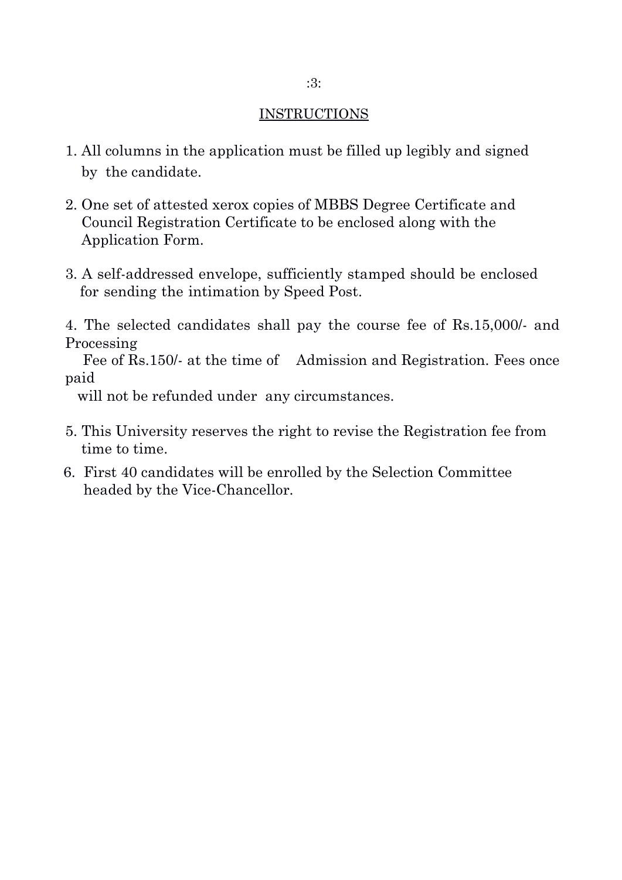## INSTRUCTIONS

1. All columns in the application must be filled up legibly and signed by the candidate.
2. One set of attested xerox copies of MBBS Degree Certificate and Council Registration Certificate to be enclosed along with the Application Form.
3. A self-addressed envelope, sufficiently stamped should be enclosed for sending the intimation by Speed Post.
4. The selected candidates shall pay the course fee of Rs.15,000/- and Processing Fee of Rs.150/- at the time of Admission and Registration. Fees once paid will not be refunded under any circumstances.
5. This University reserves the right to revise the Registration fee from time to time.
6. First 40 candidates will be enrolled by the Selection Committee headed by the Vice-Chancellor.